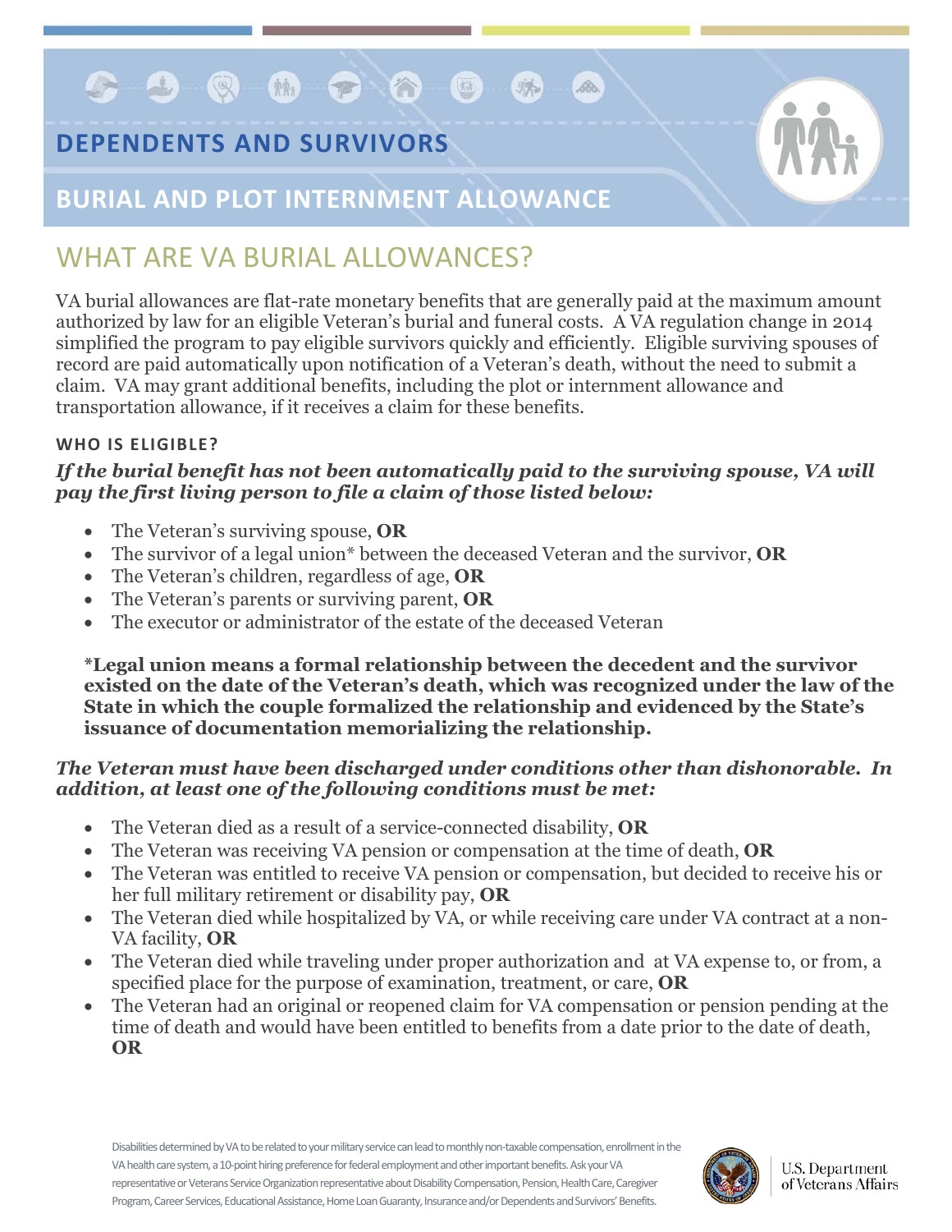# DEPENDENTS AND SURVIVORS

## BURIAL AND PLOT INTERNMENT ALLOWANCE

## WHAT ARE VA BURIAL ALLOWANCES?

VA burial allowances are flat-rate monetary benefits that are generally paid at the maximum amount authorized by law for an eligible Veteran's burial and funeral costs. A VA regulation change in 2014 simplified the program to pay eligible survivors quickly and efficiently. Eligible surviving spouses of record are paid automatically upon notification of a Veteran's death, without the need to submit a claim. VA may grant additional benefits, including the plot or internment allowance and transportation allowance, if it receives a claim for these benefits.

### WHO IS ELIGIBLE?

***If the burial benefit has not been automatically paid to the surviving spouse, VA will pay the first living person to file a claim of those listed below:***

- The Veteran's surviving spouse, **OR**
- The survivor of a legal union* between the deceased Veteran and the survivor, **OR**
- The Veteran's children, regardless of age, **OR**
- The Veteran's parents or surviving parent, **OR**
- The executor or administrator of the estate of the deceased Veteran

**\*Legal union means a formal relationship between the decedent and the survivor existed on the date of the Veteran's death, which was recognized under the law of the State in which the couple formalized the relationship and evidenced by the State's issuance of documentation memorializing the relationship.**

***The Veteran must have been discharged under conditions other than dishonorable. In addition, at least one of the following conditions must be met:***

- The Veteran died as a result of a service-connected disability, **OR**
- The Veteran was receiving VA pension or compensation at the time of death, **OR**
- The Veteran was entitled to receive VA pension or compensation, but decided to receive his or her full military retirement or disability pay, **OR**
- The Veteran died while hospitalized by VA, or while receiving care under VA contract at a non-VA facility, **OR**
- The Veteran died while traveling under proper authorization and at VA expense to, or from, a specified place for the purpose of examination, treatment, or care, **OR**
- The Veteran had an original or reopened claim for VA compensation or pension pending at the time of death and would have been entitled to benefits from a date prior to the date of death, **OR**

Disabilities determined by VA to be related to your military service can lead to monthly non-taxable compensation, enrollment in the VA health care system, a 10-point hiring preference for federal employment and other important benefits. Ask your VA representative or Veterans Service Organization representative about Disability Compensation, Pension, Health Care, Caregiver Program, Career Services, Educational Assistance, Home Loan Guaranty, Insurance and/or Dependents and Survivors' Benefits.

U.S. Department of Veterans Affairs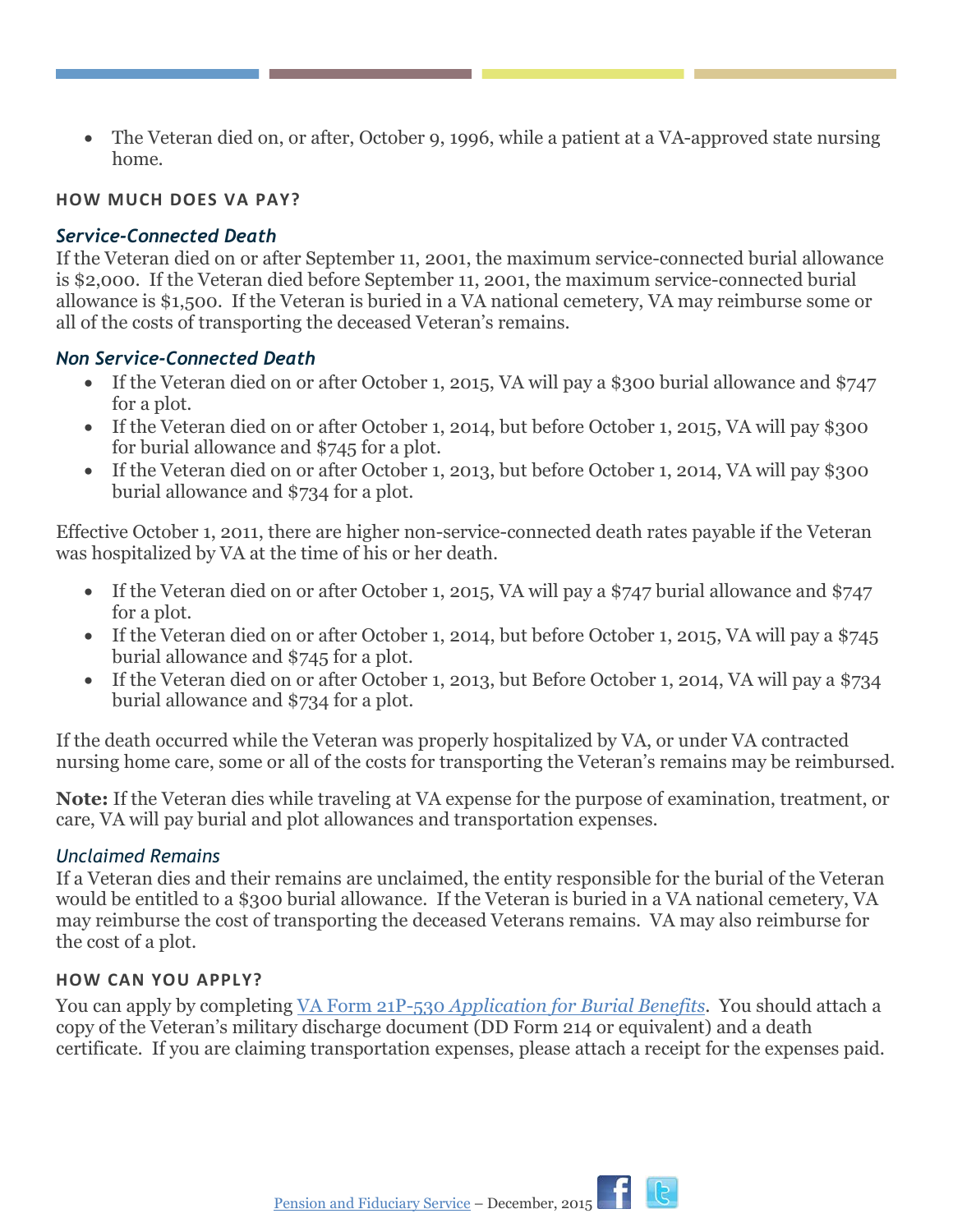- The Veteran died on, or after, October 9, 1996, while a patient at a VA-approved state nursing home.

## HOW MUCH DOES VA PAY?

### *Service-Connected Death*

If the Veteran died on or after September 11, 2001, the maximum service-connected burial allowance is $2,000. If the Veteran died before September 11, 2001, the maximum service-connected burial allowance is $1,500. If the Veteran is buried in a VA national cemetery, VA may reimburse some or all of the costs of transporting the deceased Veteran's remains.

### *Non Service-Connected Death*

- If the Veteran died on or after October 1, 2015, VA will pay a $300 burial allowance and $747 for a plot.
- If the Veteran died on or after October 1, 2014, but before October 1, 2015, VA will pay $300 for burial allowance and $745 for a plot.
- If the Veteran died on or after October 1, 2013, but before October 1, 2014, VA will pay $300 burial allowance and $734 for a plot.

Effective October 1, 2011, there are higher non-service-connected death rates payable if the Veteran was hospitalized by VA at the time of his or her death.

- If the Veteran died on or after October 1, 2015, VA will pay a $747 burial allowance and $747 for a plot.
- If the Veteran died on or after October 1, 2014, but before October 1, 2015, VA will pay a $745 burial allowance and $745 for a plot.
- If the Veteran died on or after October 1, 2013, but Before October 1, 2014, VA will pay a $734 burial allowance and $734 for a plot.

If the death occurred while the Veteran was properly hospitalized by VA, or under VA contracted nursing home care, some or all of the costs for transporting the Veteran's remains may be reimbursed.

**Note:** If the Veteran dies while traveling at VA expense for the purpose of examination, treatment, or care, VA will pay burial and plot allowances and transportation expenses.

### *Unclaimed Remains*

If a Veteran dies and their remains are unclaimed, the entity responsible for the burial of the Veteran would be entitled to a $300 burial allowance. If the Veteran is buried in a VA national cemetery, VA may reimburse the cost of transporting the deceased Veterans remains. VA may also reimburse for the cost of a plot.

## HOW CAN YOU APPLY?

You can apply by completing VA Form 21P-530 *Application for Burial Benefits*. You should attach a copy of the Veteran's military discharge document (DD Form 214 or equivalent) and a death certificate. If you are claiming transportation expenses, please attach a receipt for the expenses paid.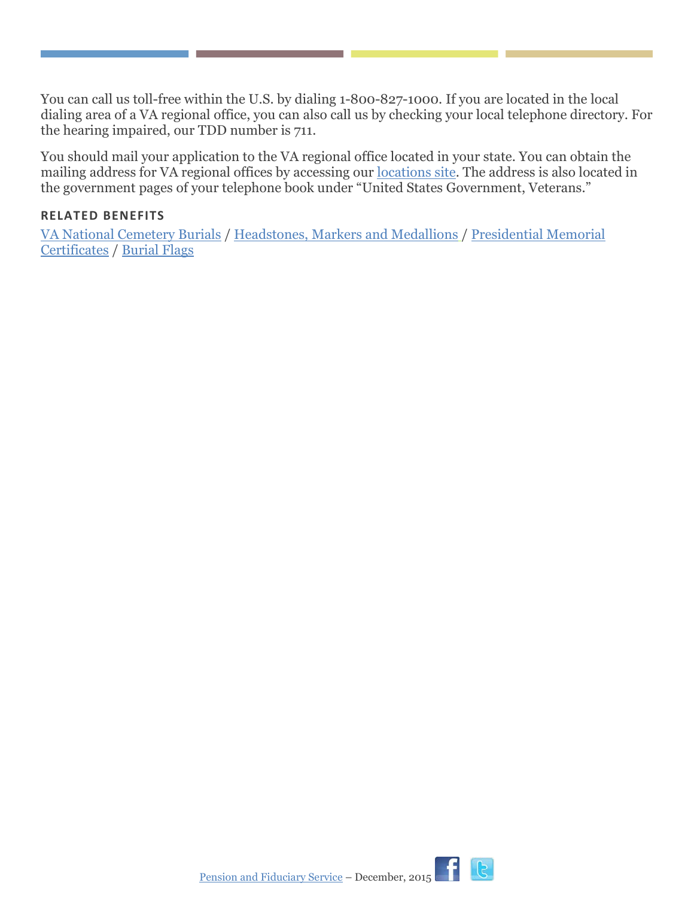You can call us toll-free within the U.S. by dialing 1-800-827-1000. If you are located in the local dialing area of a VA regional office, you can also call us by checking your local telephone directory. For the hearing impaired, our TDD number is 711.

You should mail your application to the VA regional office located in your state. You can obtain the mailing address for VA regional offices by accessing our locations site. The address is also located in the government pages of your telephone book under "United States Government, Veterans."

### RELATED BENEFITS

VA National Cemetery Burials / Headstones, Markers and Medallions / Presidential Memorial Certificates / Burial Flags

Pension and Fiduciary Service – December, 2015